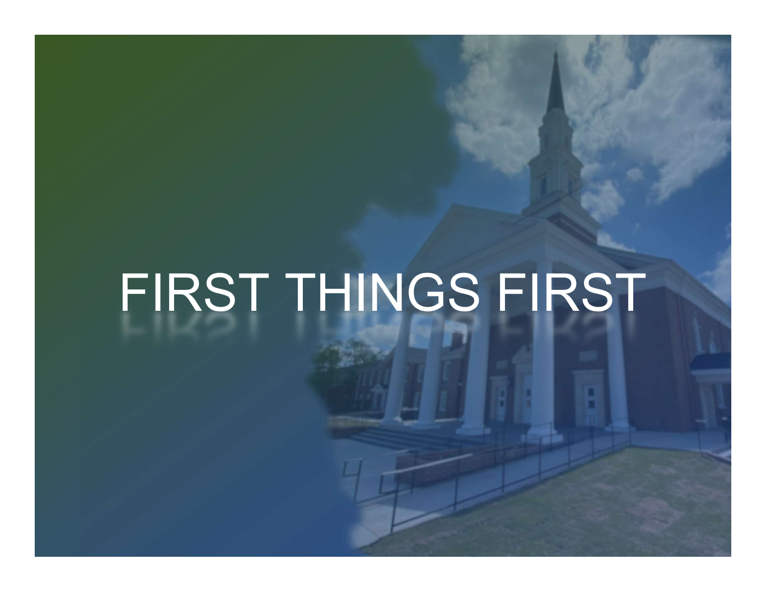# FIRST THINGS FIRST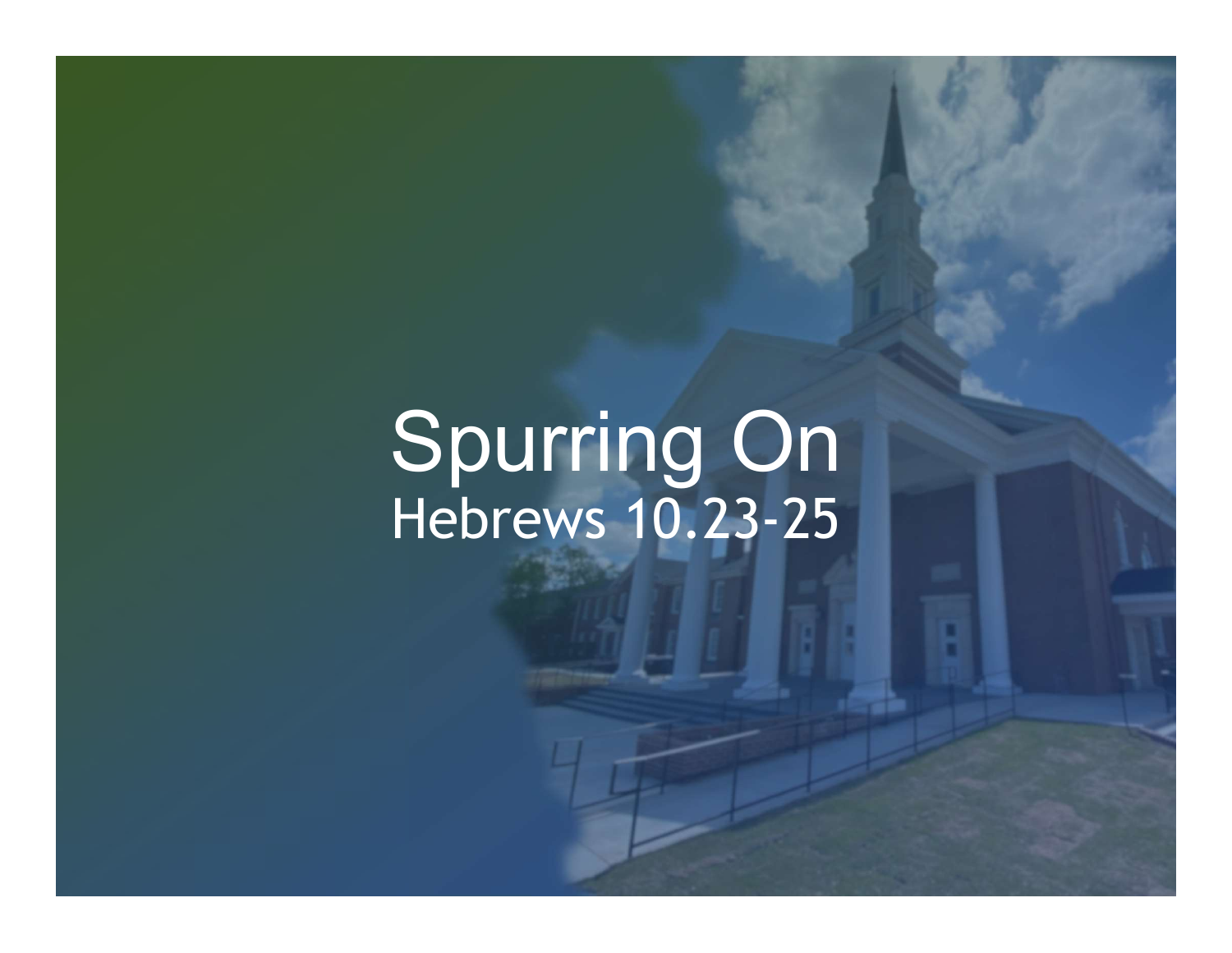# Spurring On

Hebrews 10.23-25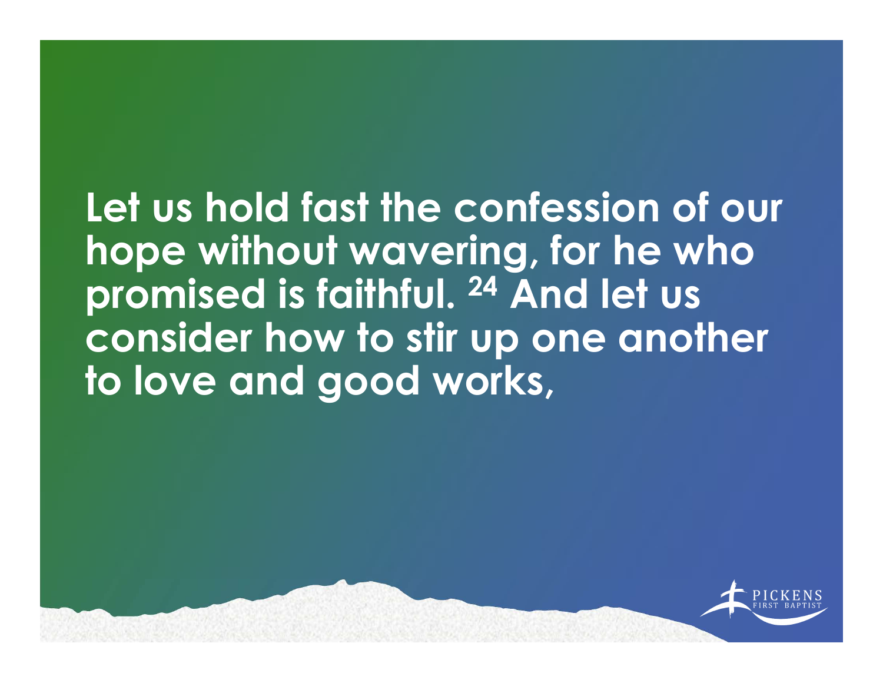**Let us hold fast the confession of our hope without wavering, for he who promised is faithful. [24] And let us consider how to stir up one another to love and good works,**

PICKENS FIRST BAPTIST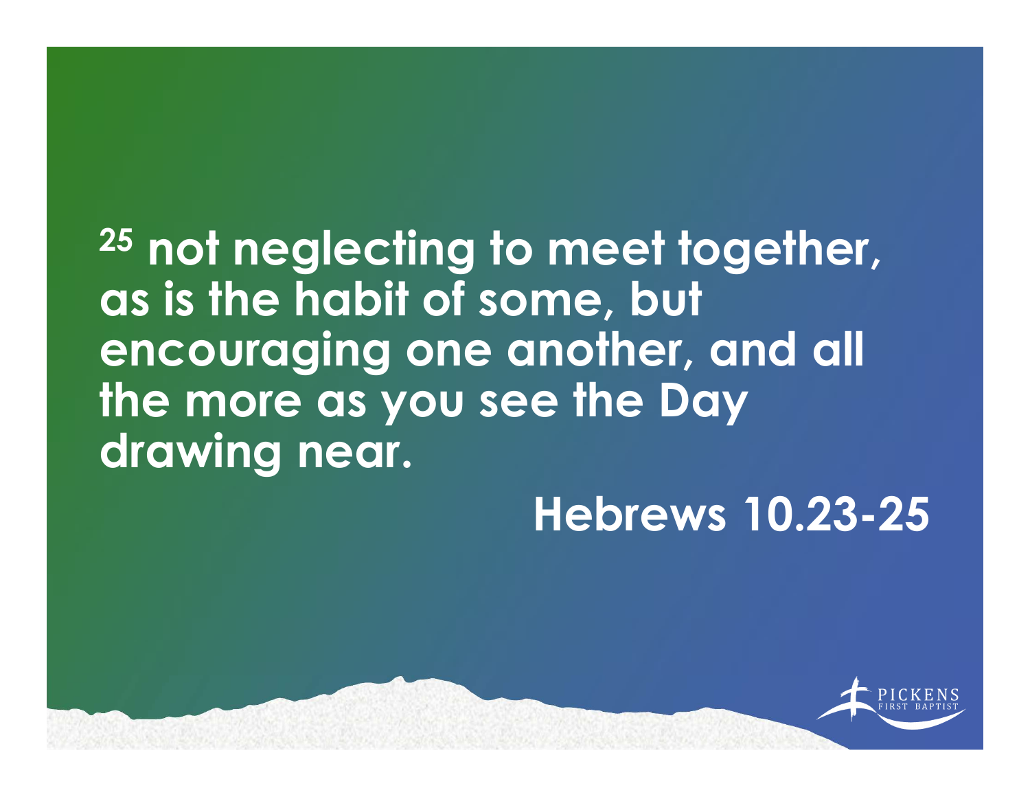[25] **not neglecting to meet together, as is the habit of some, but encouraging one another, and all the more as you see the Day drawing near.**

**Hebrews 10.23-25**

PICKENS FIRST BAPTIST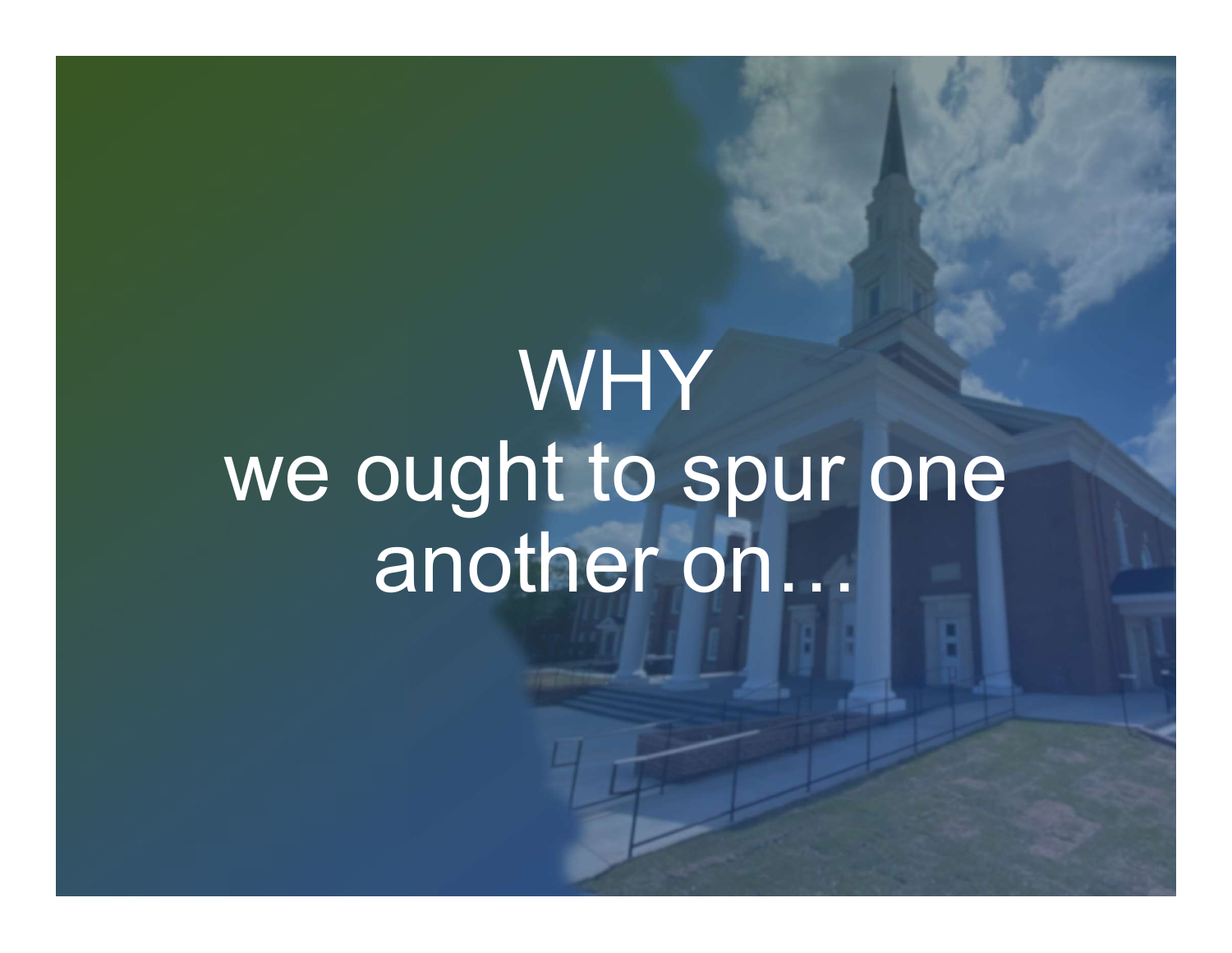# WHY
# we ought to spur one another on…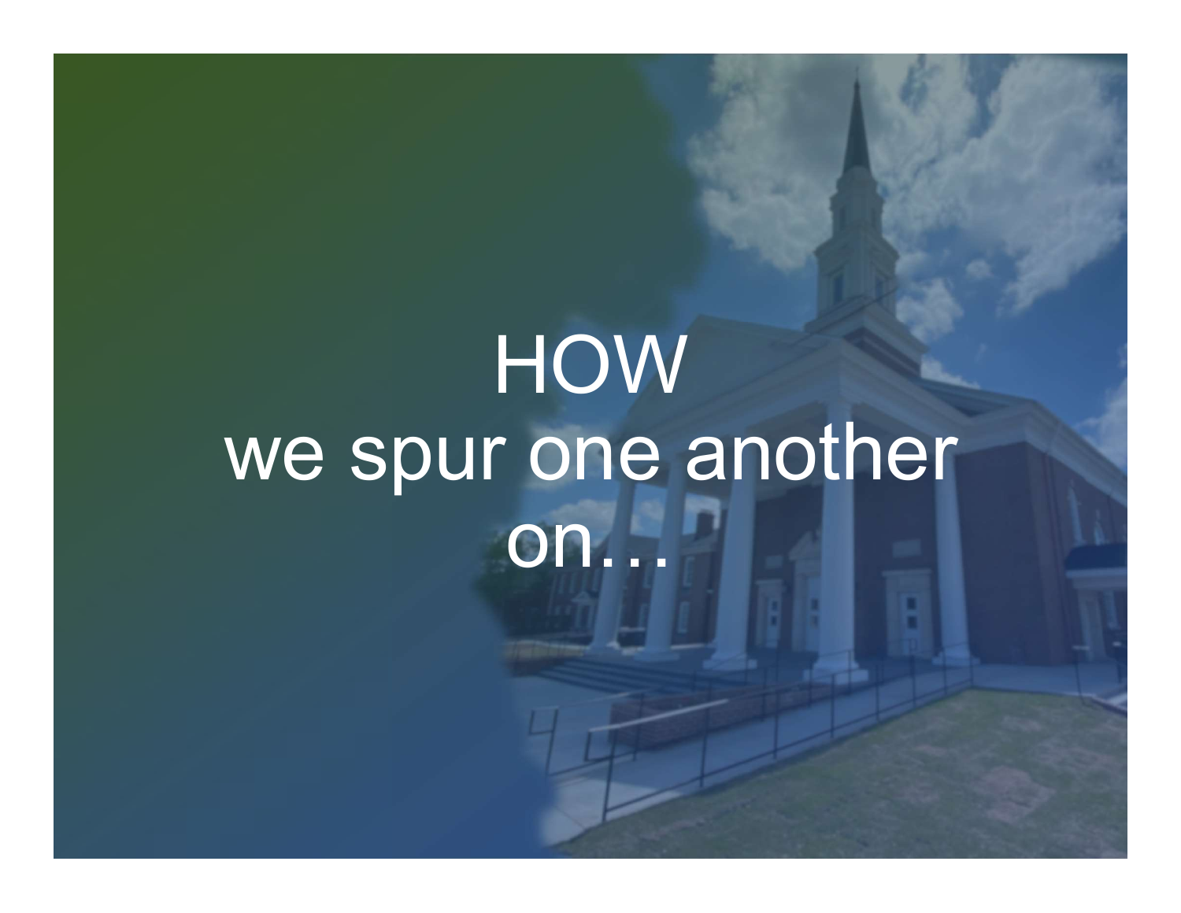HOW
we spur one another
on…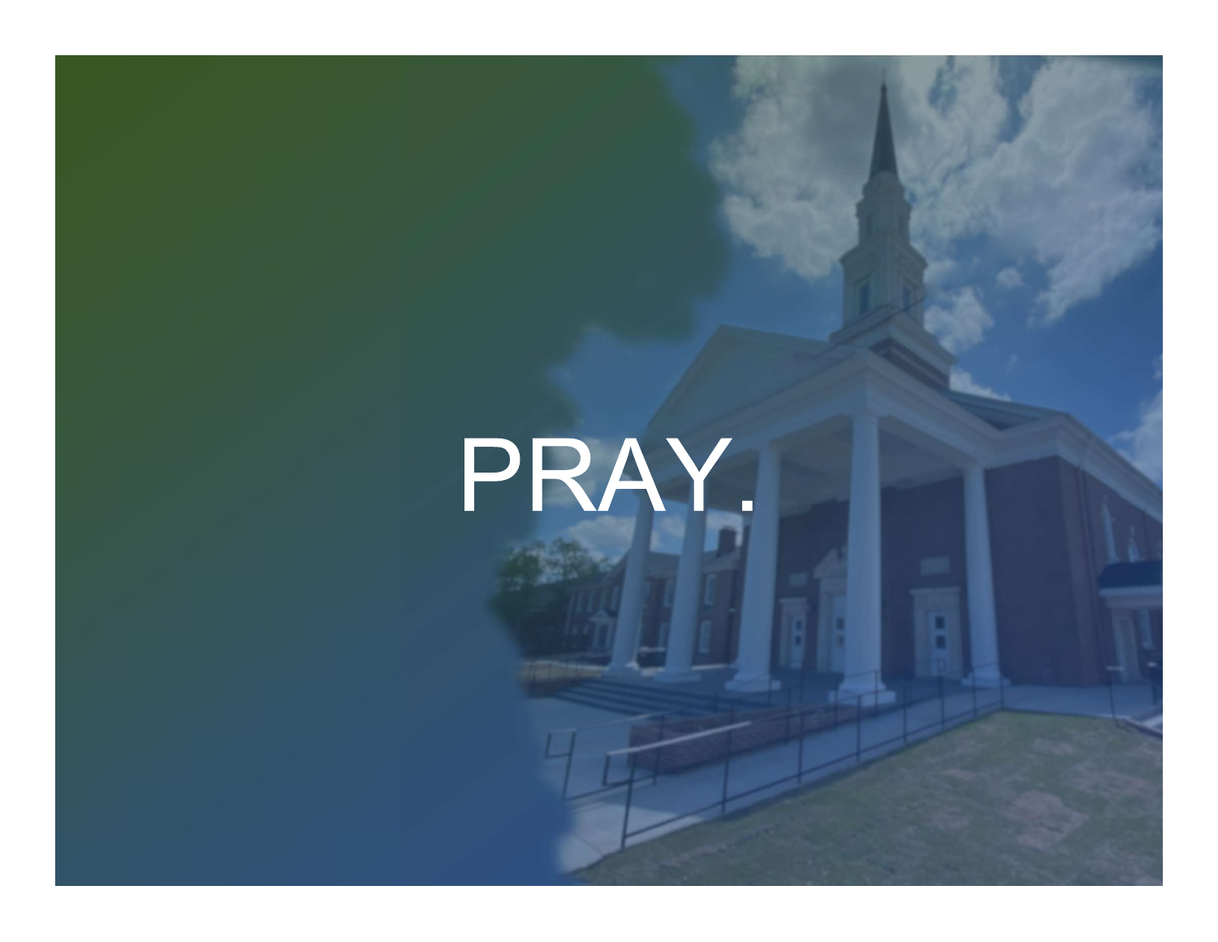# PRAY.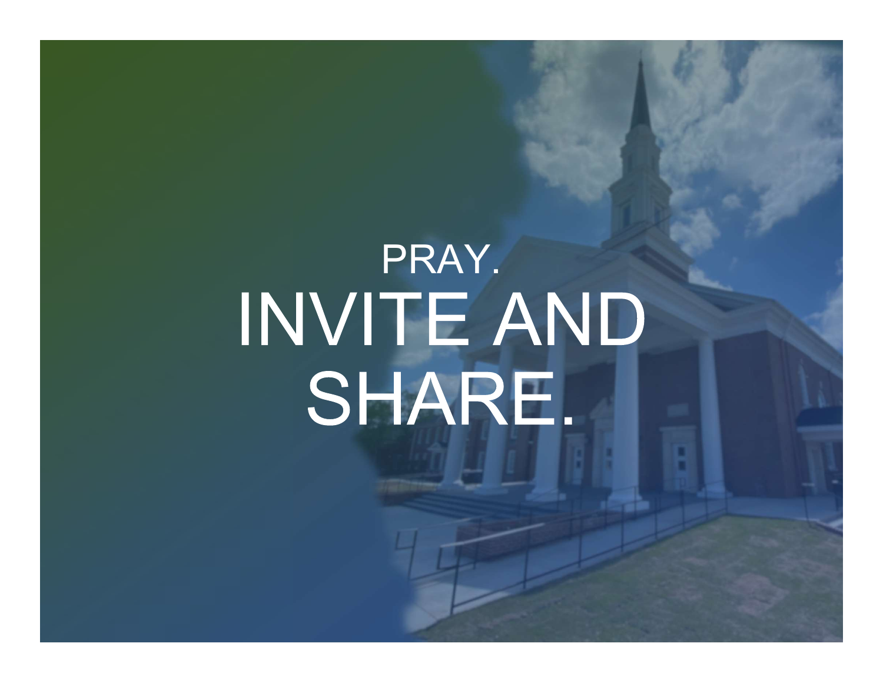PRAY.

# INVITE AND SHARE.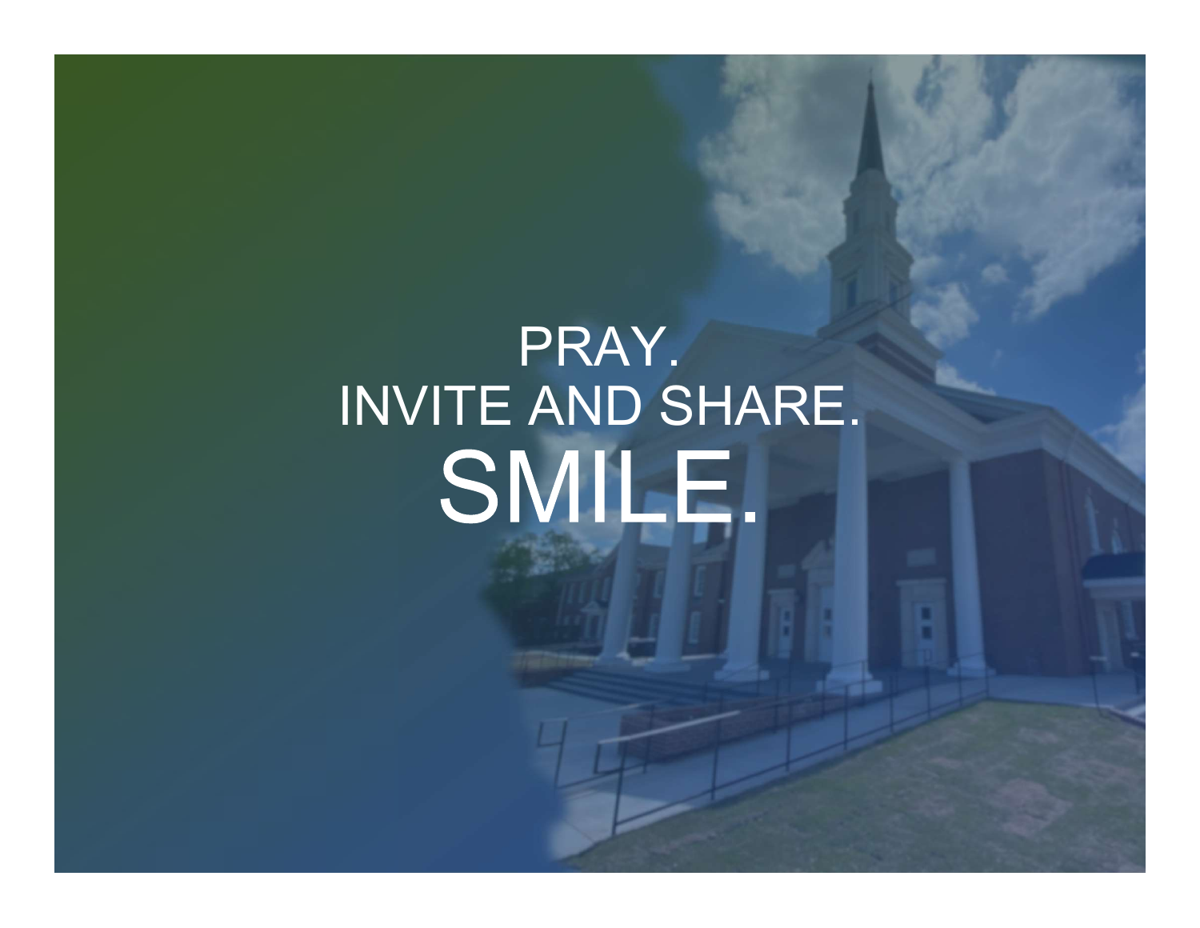PRAY.

INVITE AND SHARE.

SMILE.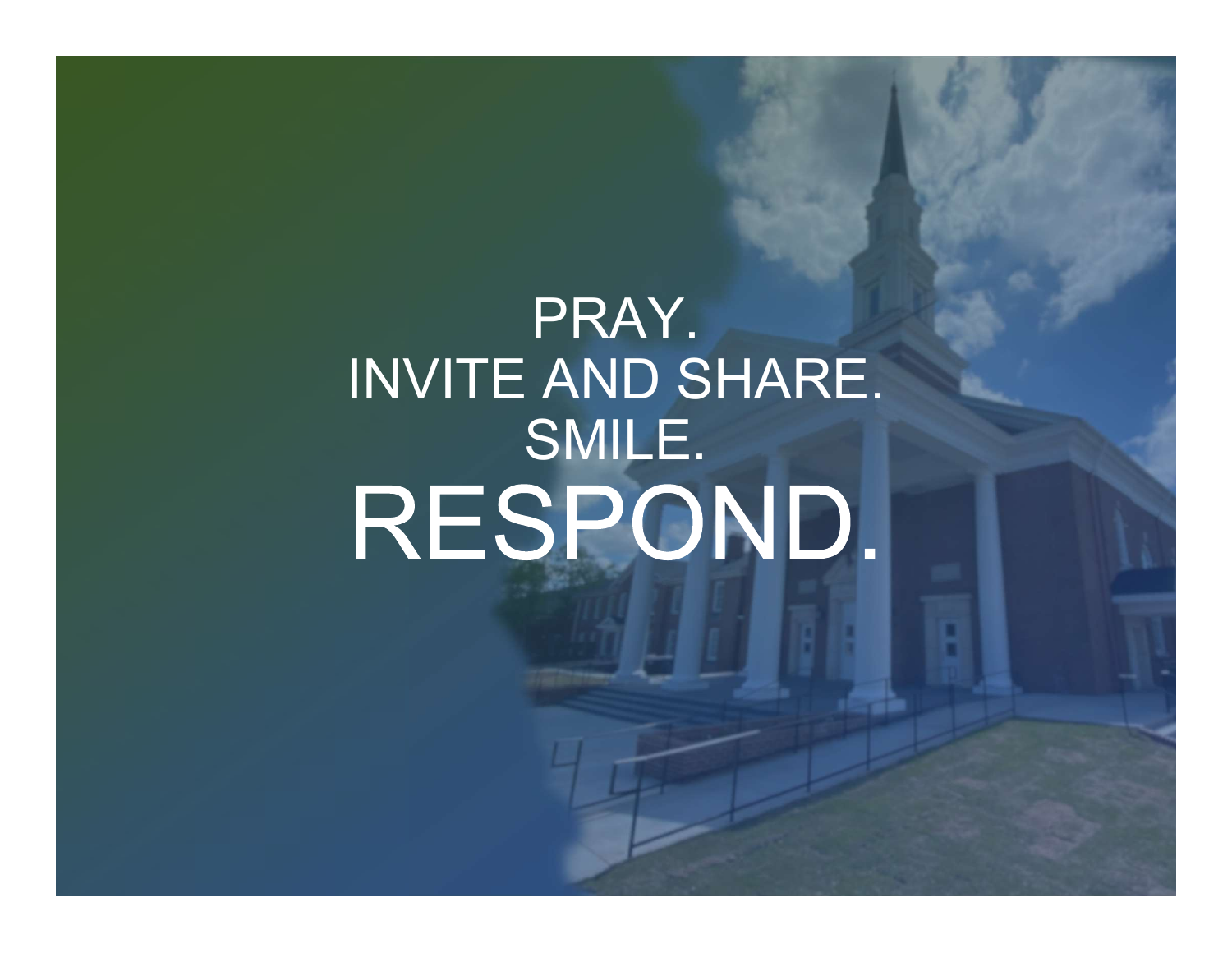PRAY.
INVITE AND SHARE.
SMILE.
RESPOND.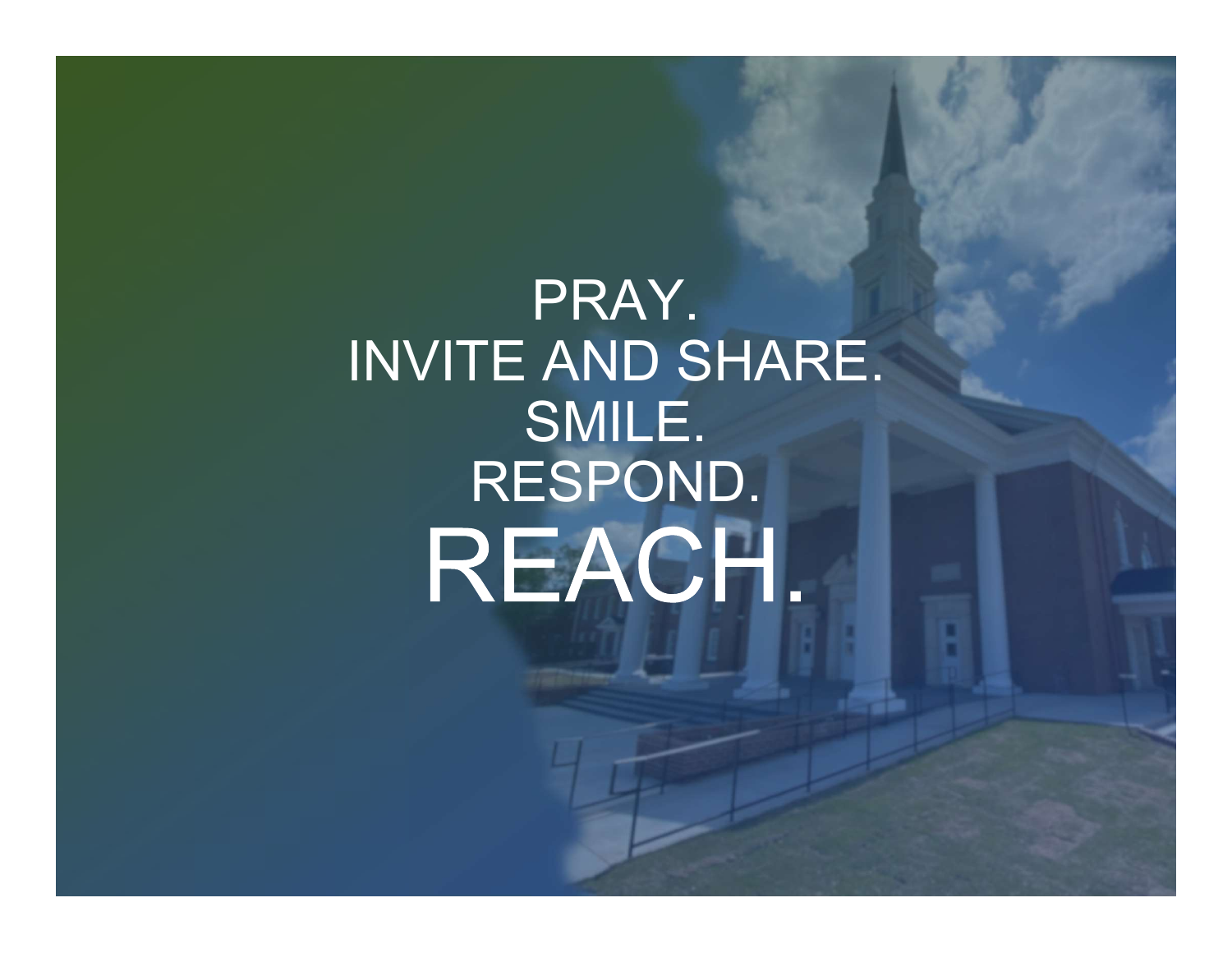PRAY.
INVITE AND SHARE.
SMILE.
RESPOND.

# REACH.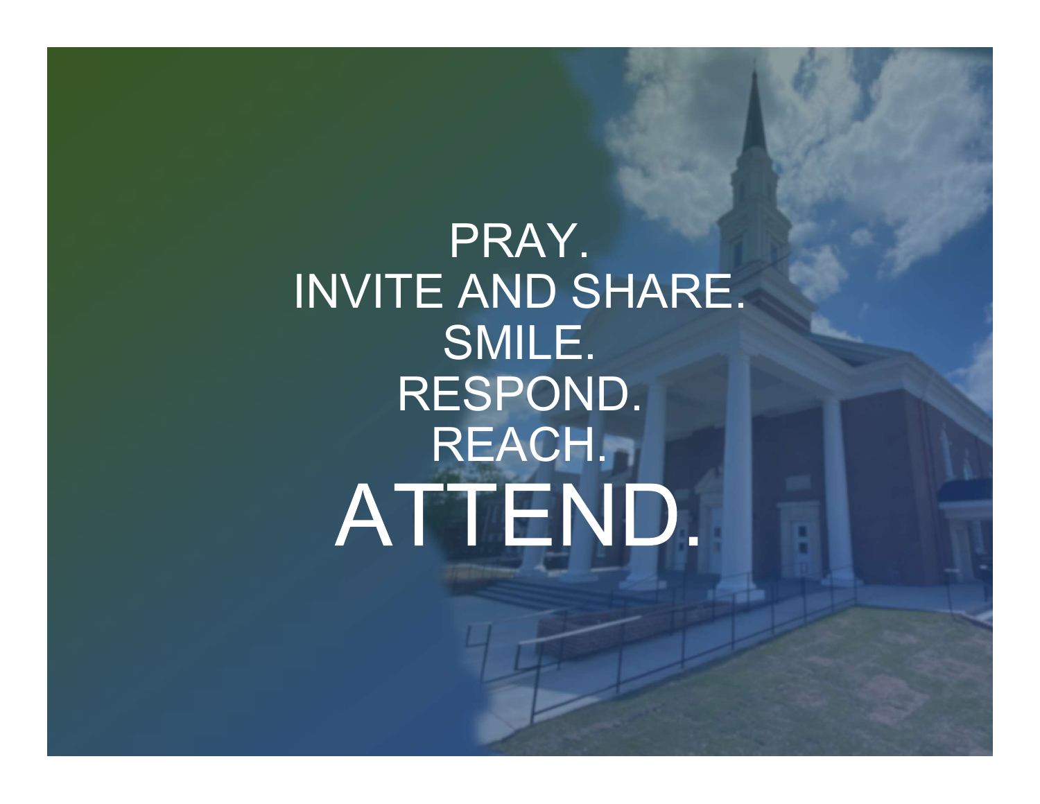PRAY.
INVITE AND SHARE.
SMILE.
RESPOND.
REACH.

# ATTEND.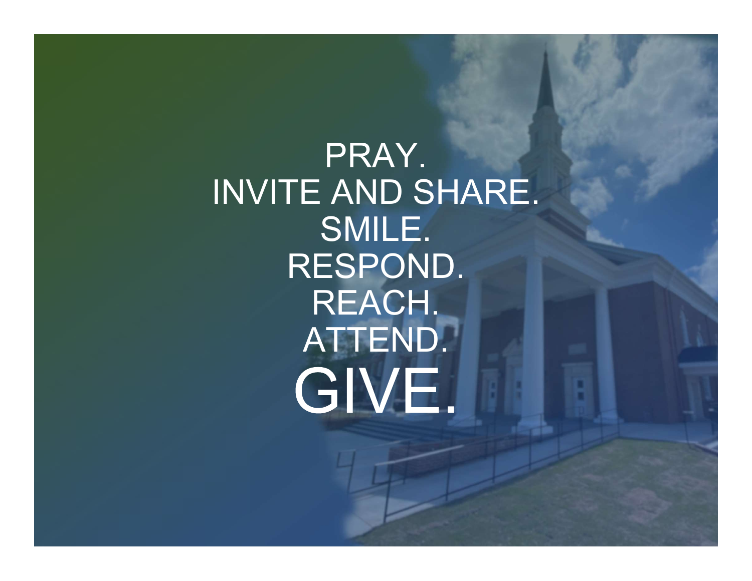PRAY.
INVITE AND SHARE.
SMILE.
RESPOND.
REACH.
ATTEND.
GIVE.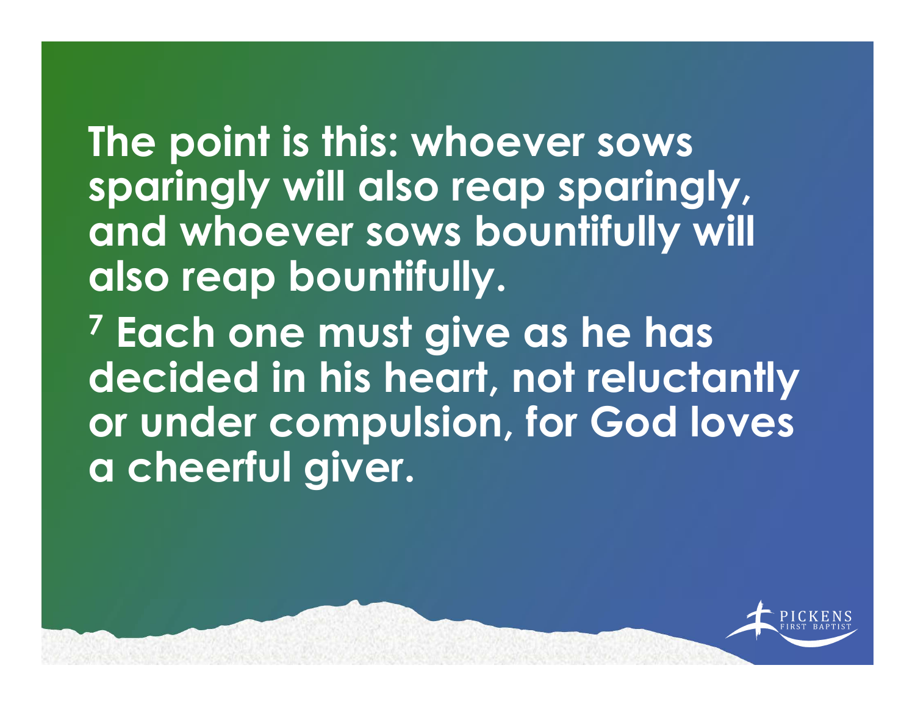The point is this: whoever sows sparingly will also reap sparingly, and whoever sows bountifully will also reap bountifully.

[7] Each one must give as he has decided in his heart, not reluctantly or under compulsion, for God loves a cheerful giver.

PICKENS FIRST BAPTIST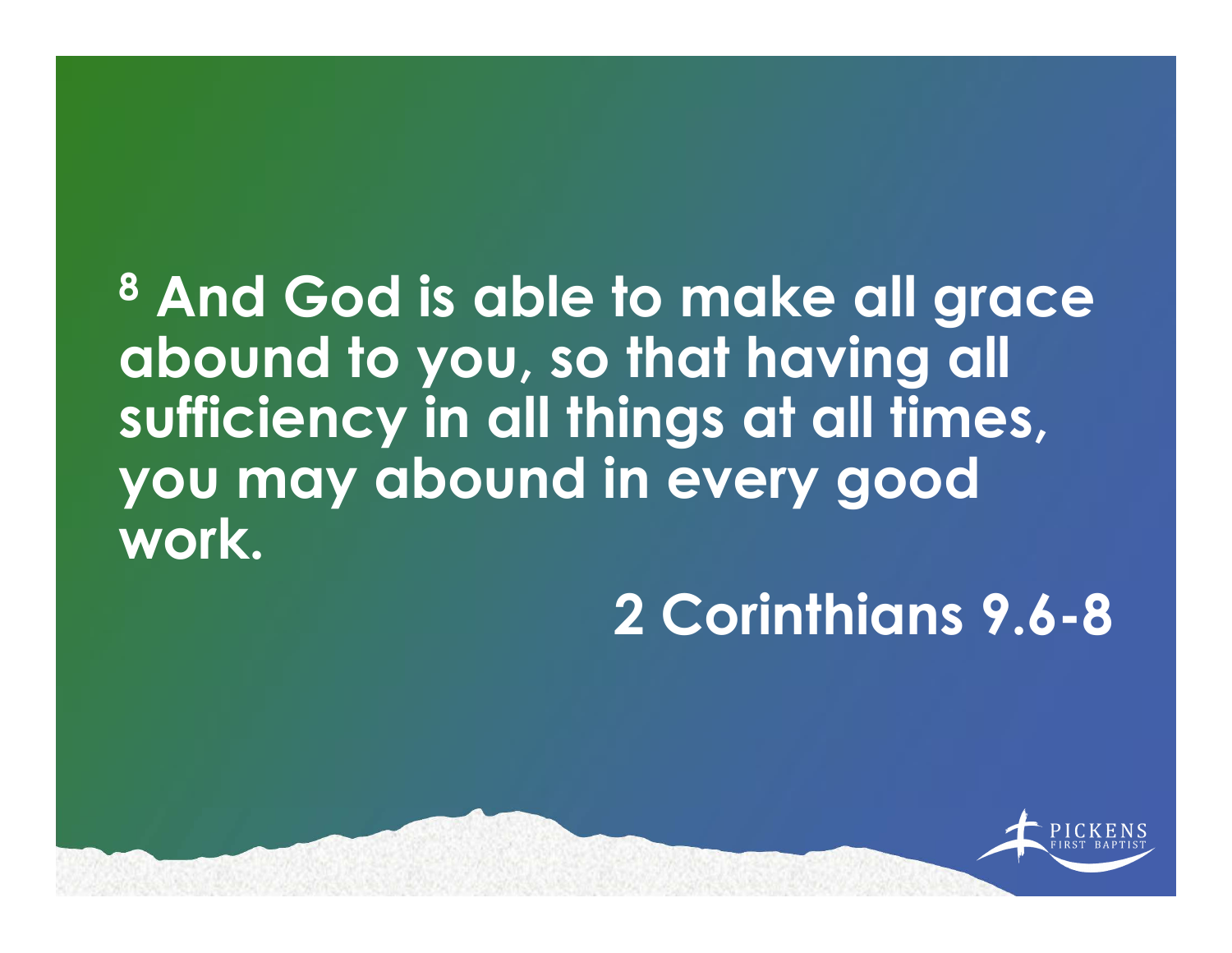[8] And God is able to make all grace abound to you, so that having all sufficiency in all things at all times, you may abound in every good work.

2 Corinthians 9.6-8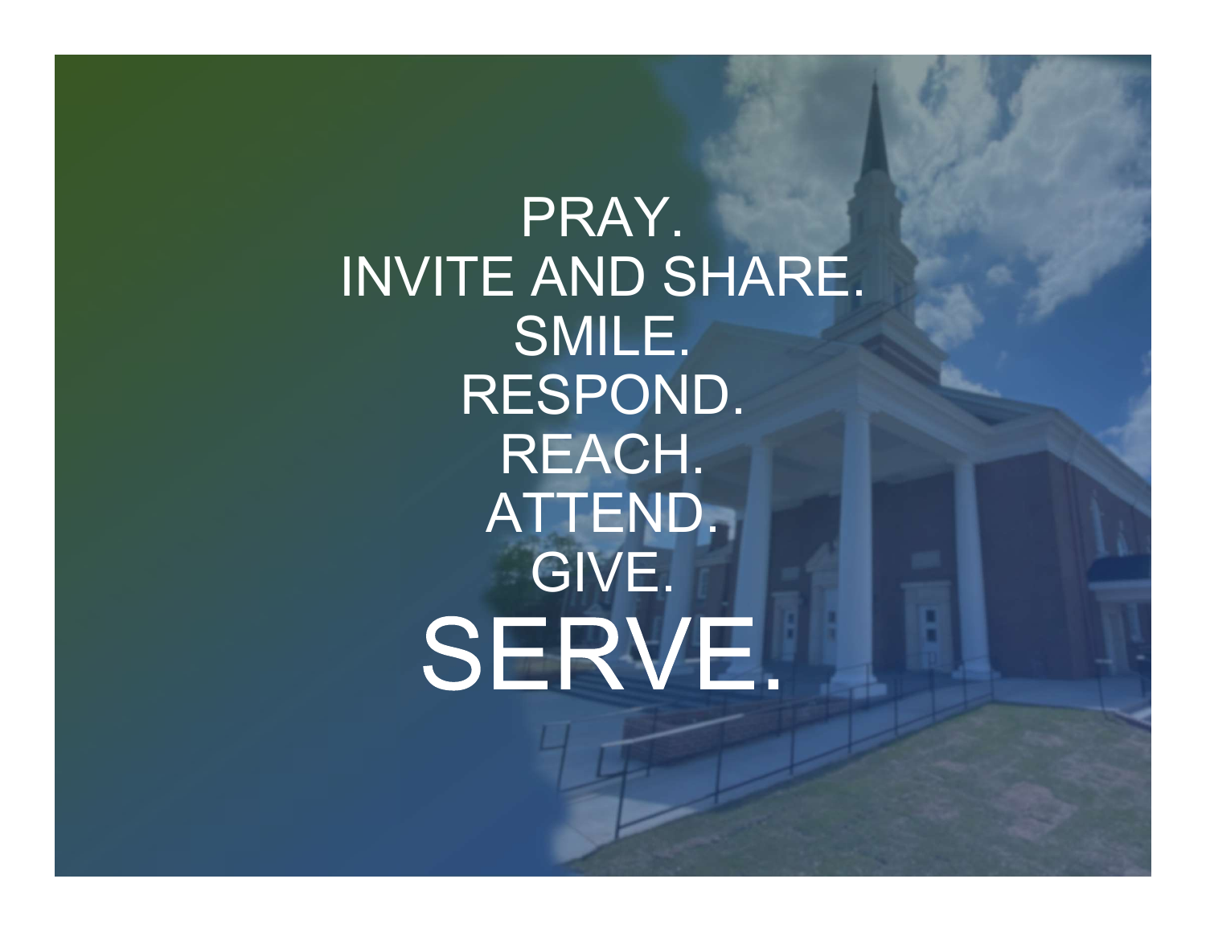PRAY.
INVITE AND SHARE.
SMILE.
RESPOND.
REACH.
ATTEND.
GIVE.

# SERVE.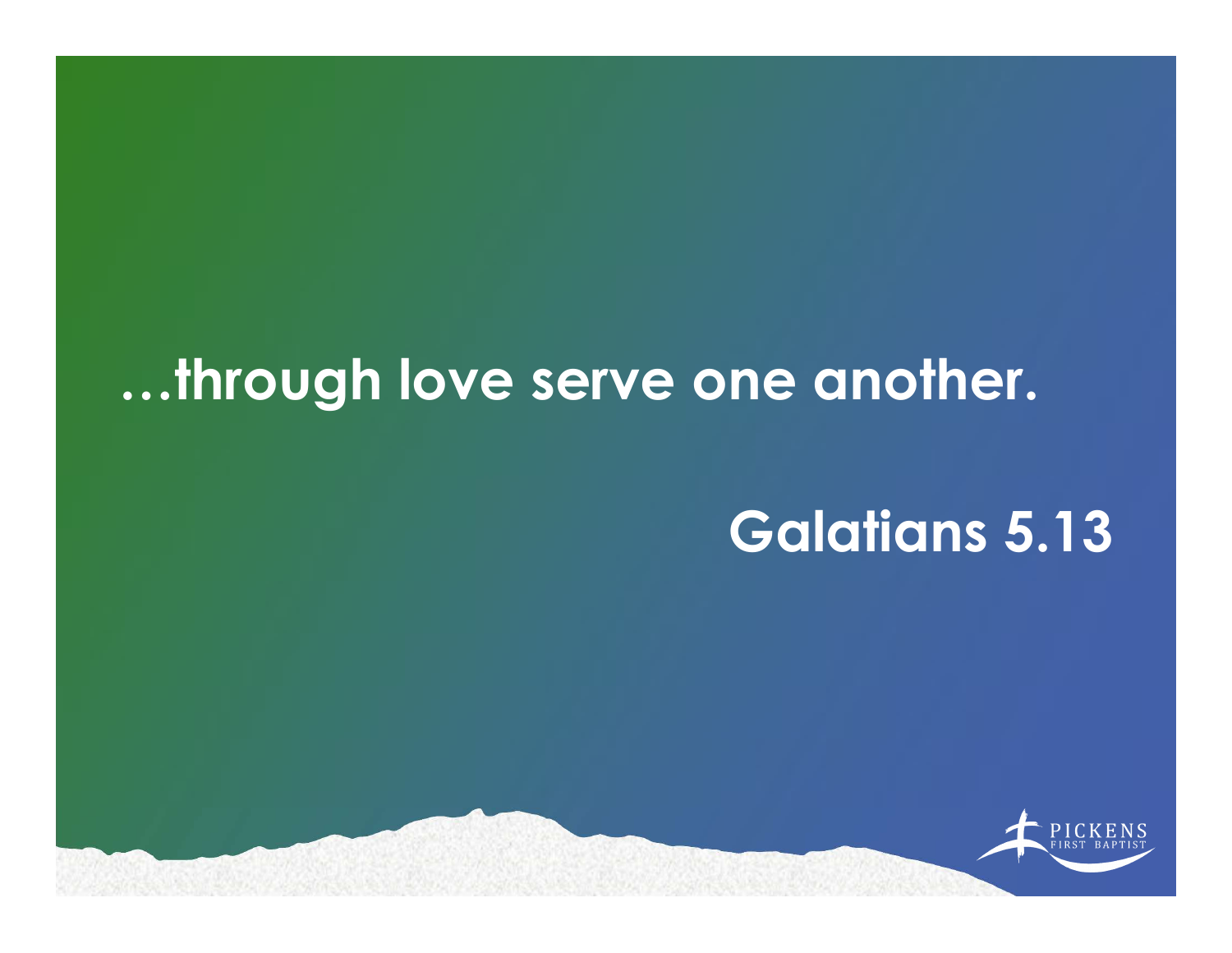**…through love serve one another.**

**Galatians 5.13**

PICKENS FIRST BAPTIST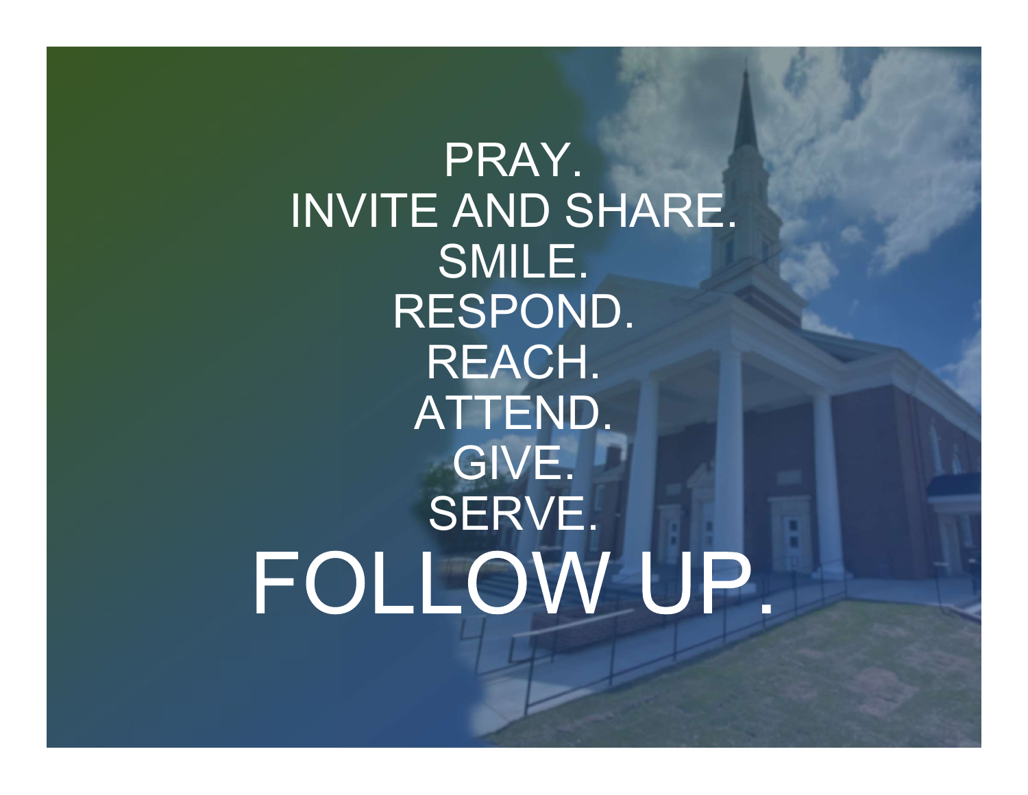PRAY.
INVITE AND SHARE.
SMILE.
RESPOND.
REACH.
ATTEND.
GIVE.
SERVE.

# FOLLOW UP.